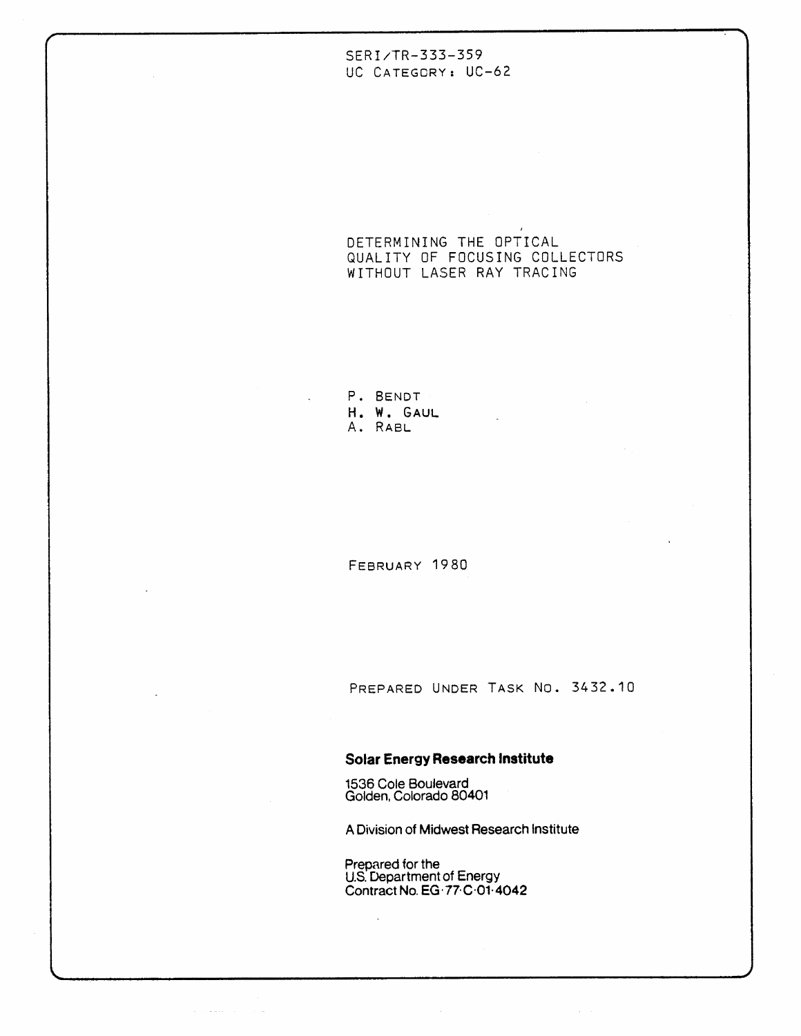SERI/TR-333-359
UC CATEGORY: UC-62

# DETERMINING THE OPTICAL QUALITY OF FOCUSING COLLECTORS WITHOUT LASER RAY TRACING

P. BENDT
H. W. GAUL
A. RABL

FEBRUARY 1980

PREPARED UNDER TASK NO. 3432.10

**Solar Energy Research Institute**

1536 Cole Boulevard
Golden, Colorado 80401

A Division of Midwest Research Institute

Prepared for the
U.S. Department of Energy
Contract No. EG-77-C-01-4042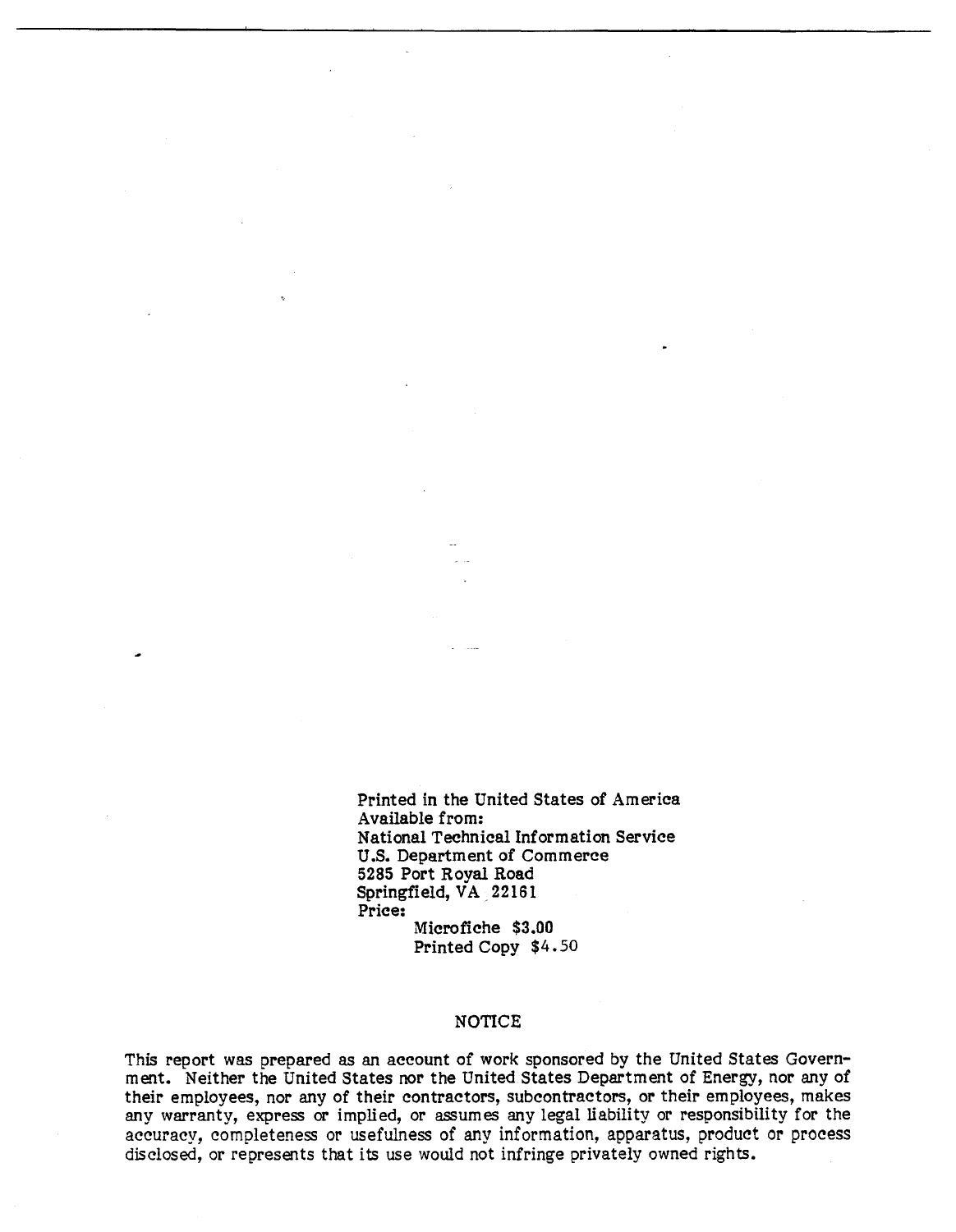Printed in the United States of America
Available from:
National Technical Information Service
U.S. Department of Commerce
5285 Port Royal Road
Springfield, VA 22161
Price:
Microfiche $3.00
Printed Copy $4.50

NOTICE

This report was prepared as an account of work sponsored by the United States Government. Neither the United States nor the United States Department of Energy, nor any of their employees, nor any of their contractors, subcontractors, or their employees, makes any warranty, express or implied, or assumes any legal liability or responsibility for the accuracy, completeness or usefulness of any information, apparatus, product or process disclosed, or represents that its use would not infringe privately owned rights.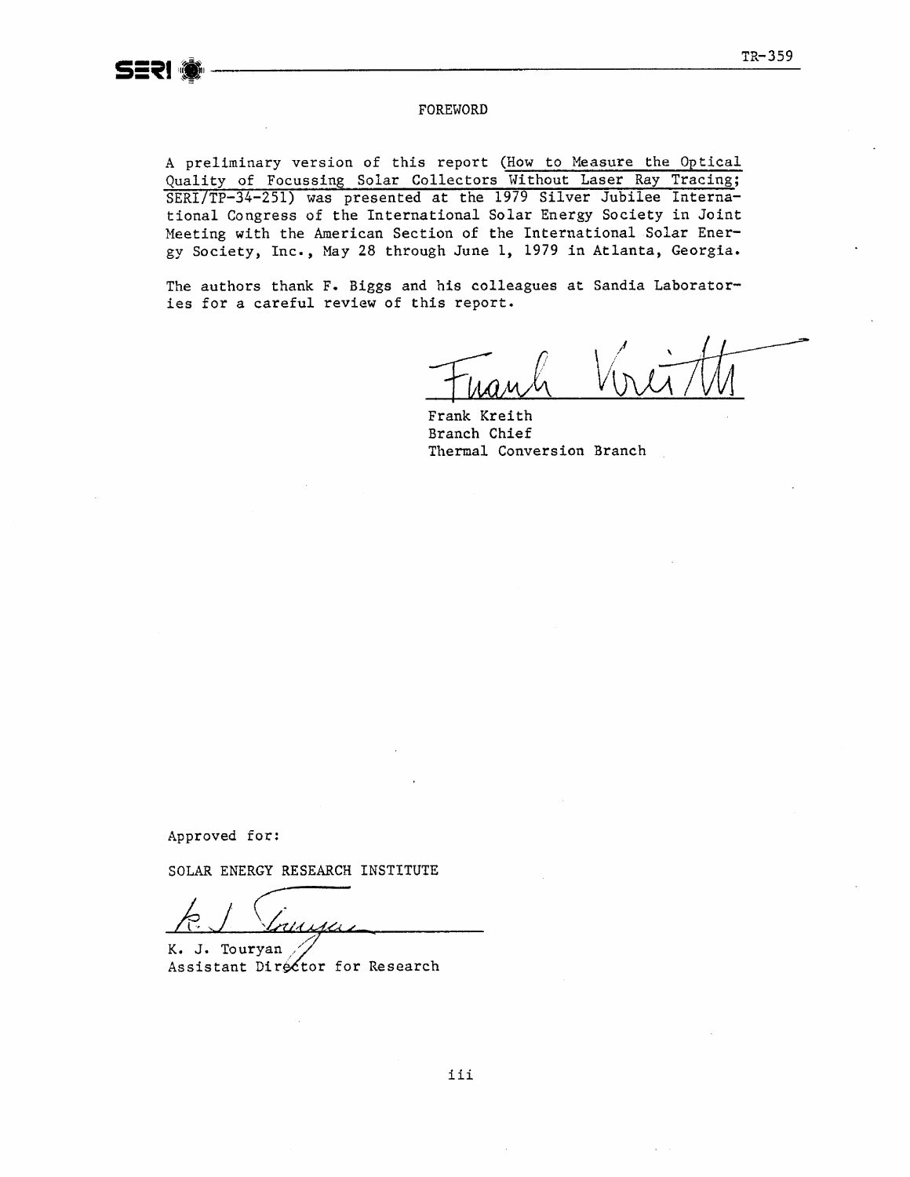## FOREWORD

A preliminary version of this report (How to Measure the Optical Quality of Focussing Solar Collectors Without Laser Ray Tracing; SERI/TP-34-251) was presented at the 1979 Silver Jubilee International Congress of the International Solar Energy Society in Joint Meeting with the American Section of the International Solar Energy Society, Inc., May 28 through June 1, 1979 in Atlanta, Georgia.

The authors thank F. Biggs and his colleagues at Sandia Laboratories for a careful review of this report.

Frank Kreith
Branch Chief
Thermal Conversion Branch

Approved for:

SOLAR ENERGY RESEARCH INSTITUTE

K. J. Touryan
Assistant Director for Research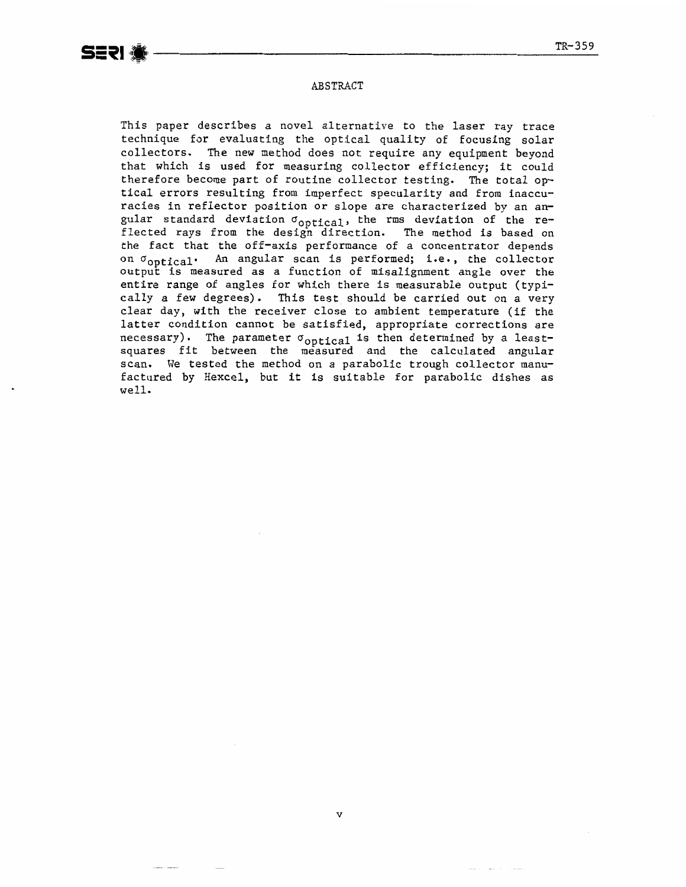## ABSTRACT

This paper describes a novel alternative to the laser ray trace technique for evaluating the optical quality of focusing solar collectors. The new method does not require any equipment beyond that which is used for measuring collector efficiency; it could therefore become part of routine collector testing. The total optical errors resulting from imperfect specularity and from inaccuracies in reflector position or slope are characterized by an angular standard deviation $\sigma_{optical}$, the rms deviation of the reflected rays from the design direction. The method is based on the fact that the off-axis performance of a concentrator depends on $\sigma_{optical}$. An angular scan is performed; i.e., the collector output is measured as a function of misalignment angle over the entire range of angles for which there is measurable output (typically a few degrees). This test should be carried out on a very clear day, with the receiver close to ambient temperature (if the latter condition cannot be satisfied, appropriate corrections are necessary). The parameter $\sigma_{optical}$ is then determined by a least-squares fit between the measured and the calculated angular scan. We tested the method on a parabolic trough collector manufactured by Hexcel, but it is suitable for parabolic dishes as well.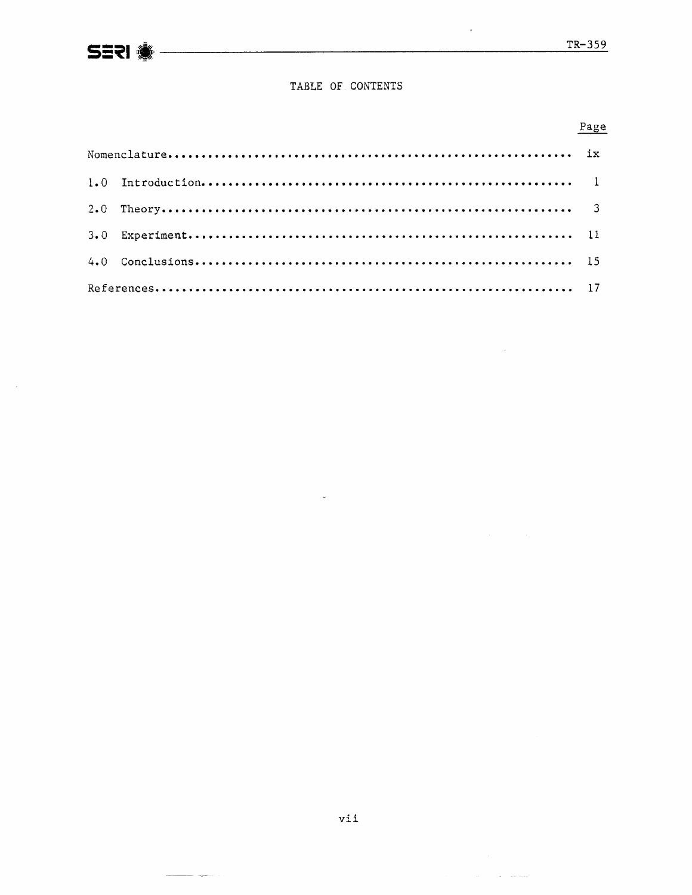# TABLE OF CONTENTS

| | Page |
|---|---|
| Nomenclature | ix |
| 1.0 Introduction | 1 |
| 2.0 Theory | 3 |
| 3.0 Experiment | 11 |
| 4.0 Conclusions | 15 |
| References | 17 |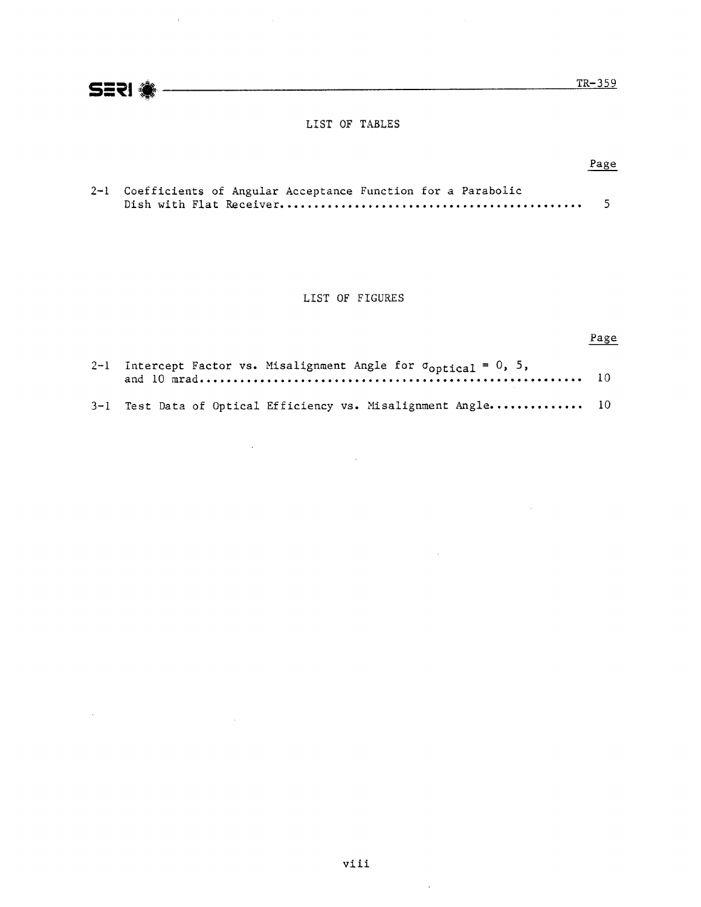## LIST OF TABLES

| | | Page |
|---|---|---|
| 2-1 | Coefficients of Angular Acceptance Function for a Parabolic Dish with Flat Receiver | 5 |

## LIST OF FIGURES

| | | Page |
|---|---|---|
| 2-1 | Intercept Factor vs. Misalignment Angle for $\sigma_{optical}$ = 0, 5, and 10 mrad | 10 |
| 3-1 | Test Data of Optical Efficiency vs. Misalignment Angle | 10 |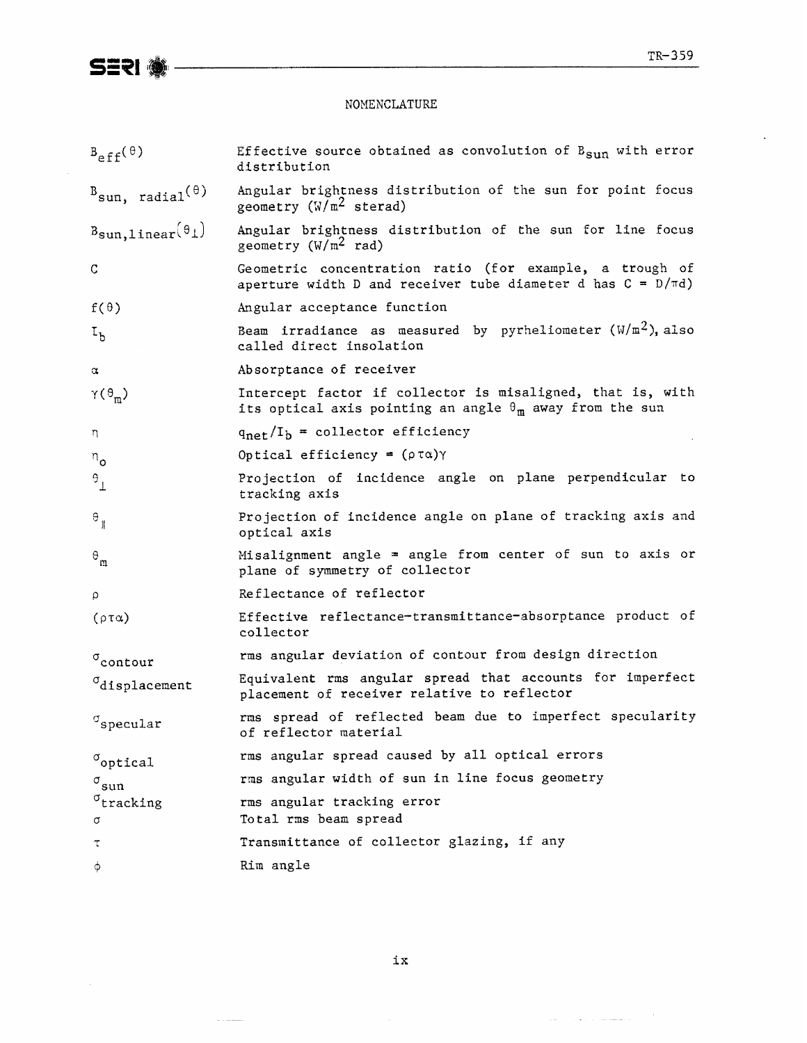# NOMENCLATURE

| Symbol | Definition |
|---|---|
| $B_{eff}(\theta)$ | Effective source obtained as convolution of $B_{sun}$ with error distribution |
| $B_{sun,\ radial}(\theta)$ | Angular brightness distribution of the sun for point focus geometry ($W/m^2$ sterad) |
| $B_{sun,linear}(\theta_\perp)$ | Angular brightness distribution of the sun for line focus geometry ($W/m^2$ rad) |
| $C$ | Geometric concentration ratio (for example, a trough of aperture width D and receiver tube diameter d has $C = D/\pi d$) |
| $f(\theta)$ | Angular acceptance function |
| $I_b$ | Beam irradiance as measured by pyrheliometer ($W/m^2$), also called direct insolation |
| $\alpha$ | Absorptance of receiver |
| $\gamma(\theta_m)$ | Intercept factor if collector is misaligned, that is, with its optical axis pointing an angle $\theta_m$ away from the sun |
| $\eta$ | $q_{net}/I_b$ = collector efficiency |
| $\eta_o$ | Optical efficiency = $(\rho\tau\alpha)\gamma$ |
| $\theta_\perp$ | Projection of incidence angle on plane perpendicular to tracking axis |
| $\theta_\parallel$ | Projection of incidence angle on plane of tracking axis and optical axis |
| $\theta_m$ | Misalignment angle = angle from center of sun to axis or plane of symmetry of collector |
| $\rho$ | Reflectance of reflector |
| $(\rho\tau\alpha)$ | Effective reflectance-transmittance-absorptance product of collector |
| $\sigma_{contour}$ | rms angular deviation of contour from design direction |
| $\sigma_{displacement}$ | Equivalent rms angular spread that accounts for imperfect placement of receiver relative to reflector |
| $\sigma_{specular}$ | rms spread of reflected beam due to imperfect specularity of reflector material |
| $\sigma_{optical}$ | rms angular spread caused by all optical errors |
| $\sigma_{sun}$ | rms angular width of sun in line focus geometry |
| $\sigma_{tracking}$ | rms angular tracking error |
| $\sigma$ | Total rms beam spread |
| $\tau$ | Transmittance of collector glazing, if any |
| $\phi$ | Rim angle |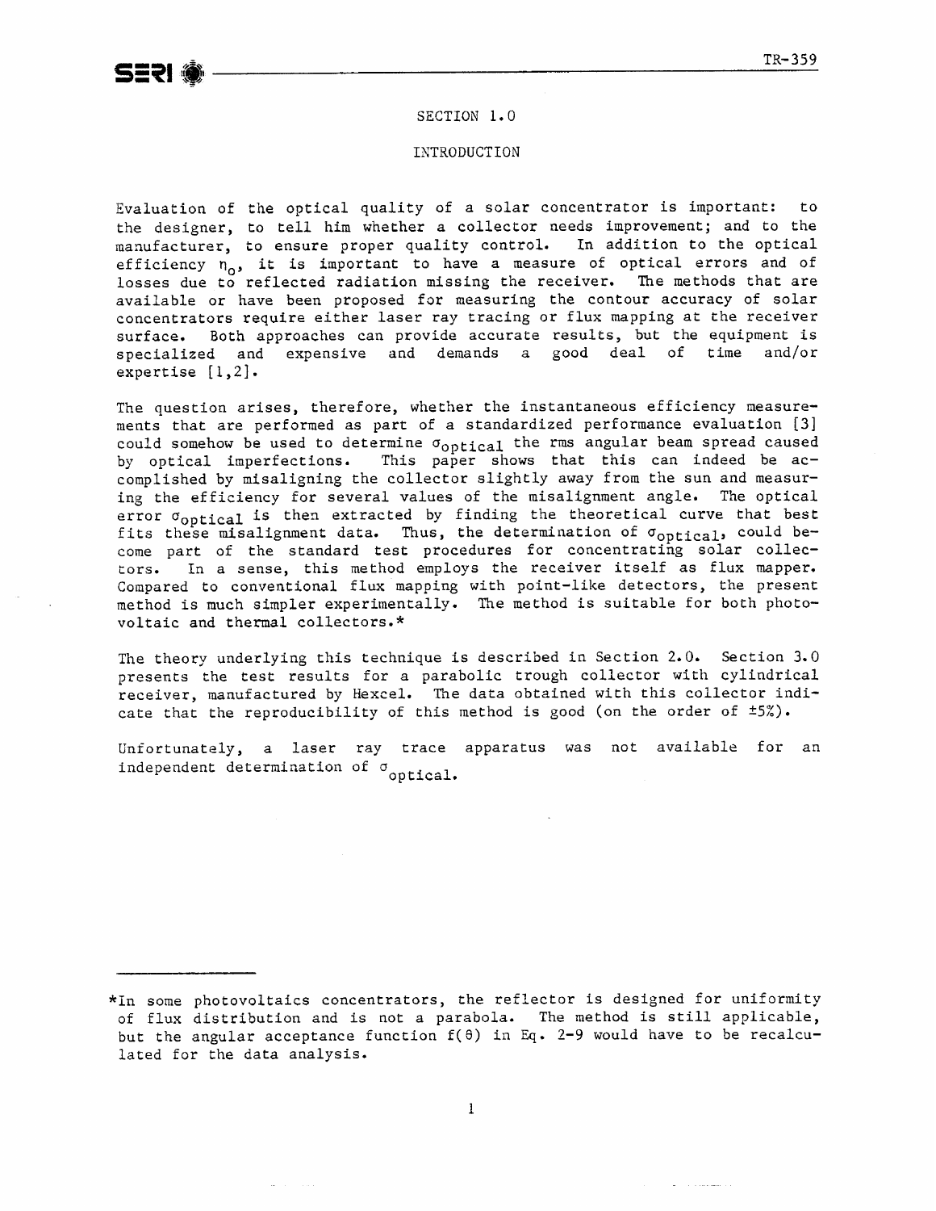# SECTION 1.0

## INTRODUCTION

Evaluation of the optical quality of a solar concentrator is important: to the designer, to tell him whether a collector needs improvement; and to the manufacturer, to ensure proper quality control. In addition to the optical efficiency $\eta_o$, it is important to have a measure of optical errors and of losses due to reflected radiation missing the receiver. The methods that are available or have been proposed for measuring the contour accuracy of solar concentrators require either laser ray tracing or flux mapping at the receiver surface. Both approaches can provide accurate results, but the equipment is specialized and expensive and demands a good deal of time and/or expertise [1,2].

The question arises, therefore, whether the instantaneous efficiency measurements that are performed as part of a standardized performance evaluation [3] could somehow be used to determine $\sigma_{optical}$ the rms angular beam spread caused by optical imperfections. This paper shows that this can indeed be accomplished by misaligning the collector slightly away from the sun and measuring the efficiency for several values of the misalignment angle. The optical error $\sigma_{optical}$ is then extracted by finding the theoretical curve that best fits these misalignment data. Thus, the determination of $\sigma_{optical}$, could become part of the standard test procedures for concentrating solar collectors. In a sense, this method employs the receiver itself as flux mapper. Compared to conventional flux mapping with point-like detectors, the present method is much simpler experimentally. The method is suitable for both photovoltaic and thermal collectors.*

The theory underlying this technique is described in Section 2.0. Section 3.0 presents the test results for a parabolic trough collector with cylindrical receiver, manufactured by Hexcel. The data obtained with this collector indicate that the reproducibility of this method is good (on the order of ±5%).

Unfortunately, a laser ray trace apparatus was not available for an independent determination of $\sigma_{optical}$.

---

*In some photovoltaics concentrators, the reflector is designed for uniformity of flux distribution and is not a parabola. The method is still applicable, but the angular acceptance function $f(\theta)$ in Eq. 2-9 would have to be recalculated for the data analysis.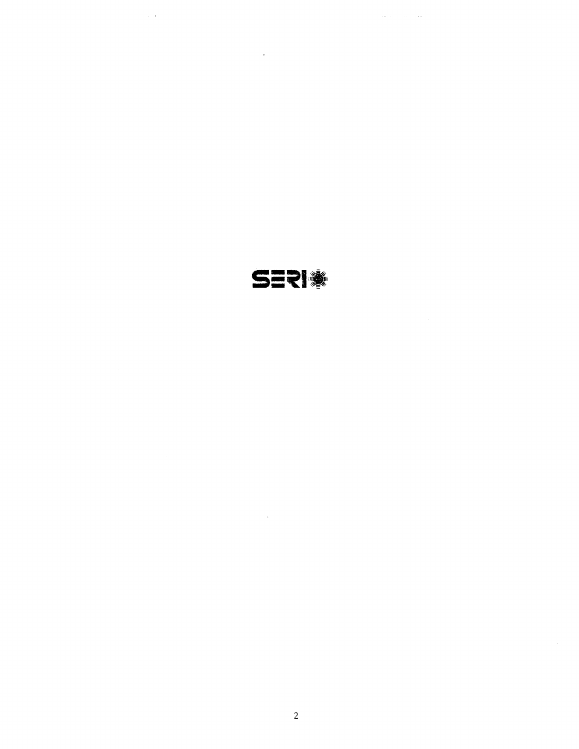SERI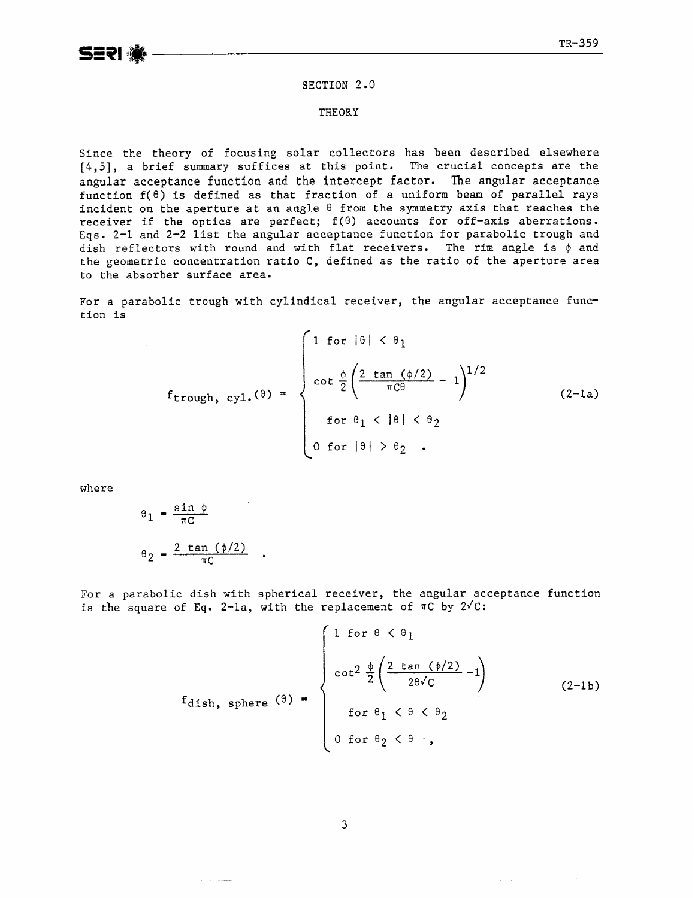# SECTION 2.0

## THEORY

Since the theory of focusing solar collectors has been described elsewhere [4,5], a brief summary suffices at this point. The crucial concepts are the angular acceptance function and the intercept factor. The angular acceptance function $f(\theta)$ is defined as that fraction of a uniform beam of parallel rays incident on the aperture at an angle $\theta$ from the symmetry axis that reaches the receiver if the optics are perfect; $f(\theta)$ accounts for off-axis aberrations. Eqs. 2-1 and 2-2 list the angular acceptance function for parabolic trough and dish reflectors with round and with flat receivers. The rim angle is $\phi$ and the geometric concentration ratio C, defined as the ratio of the aperture area to the absorber surface area.

For a parabolic trough with cylindical receiver, the angular acceptance function is

$$f_{\text{trough, cyl.}}(\theta) = \begin{cases} 1 \text{ for } |\theta| < \theta_1 \\ \cot\frac{\phi}{2}\left(\frac{2\tan(\phi/2)}{\pi C\theta} - 1\right)^{1/2} \\ \quad \text{for } \theta_1 < |\theta| < \theta_2 \\ 0 \text{ for } |\theta| > \theta_2 \quad . \end{cases} \tag{2-1a}$$

where

$$\theta_1 = \frac{\sin\phi}{\pi C}$$

$$\theta_2 = \frac{2\tan(\phi/2)}{\pi C} \quad .$$

For a parabolic dish with spherical receiver, the angular acceptance function is the square of Eq. 2-1a, with the replacement of $\pi C$ by $2\sqrt{C}$:

$$f_{\text{dish, sphere}}(\theta) = \begin{cases} 1 \text{ for } \theta < \theta_1 \\ \cot^2\frac{\phi}{2}\left(\frac{2\tan(\phi/2)}{2\theta\sqrt{C}} - 1\right) \\ \quad \text{for } \theta_1 < \theta < \theta_2 \\ 0 \text{ for } \theta_2 < \theta \quad , \end{cases} \tag{2-1b}$$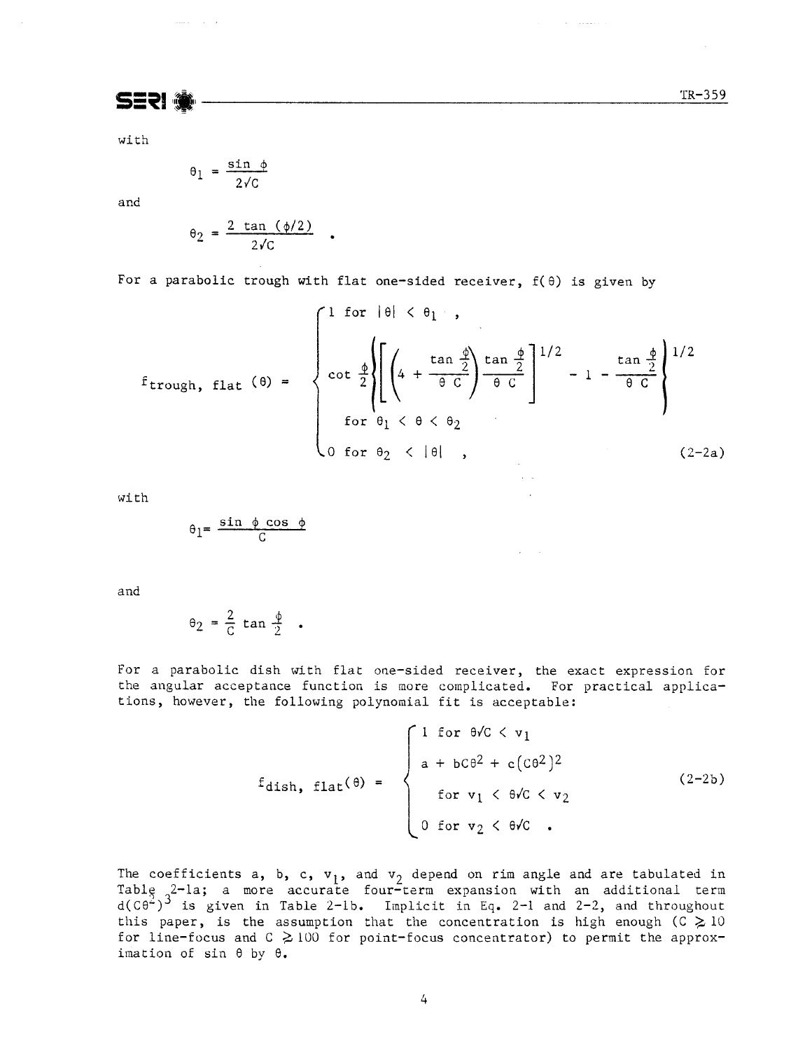with

$$\theta_1 = \frac{\sin \phi}{2\sqrt{C}}$$

and

$$\theta_2 = \frac{2 \tan (\phi/2)}{2\sqrt{C}} \quad .$$

For a parabolic trough with flat one-sided receiver, $f(\theta)$ is given by

$$f_{trough,\ flat}(\theta) = \begin{cases} 1 \text{ for } |\theta| < \theta_1 \ , \\ \cot \frac{\phi}{2} \left\{ \left[ \left( 4 + \frac{\tan \frac{\phi}{2}}{\theta\ C} \right) \frac{\tan \frac{\phi}{2}}{\theta\ C} \right]^{1/2} - 1 - \frac{\tan \frac{\phi}{2}}{\theta\ C} \right\}^{1/2} \\ \quad \text{for } \theta_1 < \theta < \theta_2 \\ 0 \text{ for } \theta_2 < |\theta| \ , \end{cases} \tag{2-2a}$$

with

$$\theta_1 = \frac{\sin \phi \cos \phi}{C}$$

and

$$\theta_2 = \frac{2}{C} \tan \frac{\phi}{2} \quad .$$

For a parabolic dish with flat one-sided receiver, the exact expression for the angular acceptance function is more complicated. For practical applications, however, the following polynomial fit is acceptable:

$$f_{dish,\ flat}(\theta) = \begin{cases} 1 \text{ for } \theta\sqrt{C} < v_1 \\ a + bC\theta^2 + c(C\theta^2)^2 \\ \quad \text{for } v_1 < \theta\sqrt{C} < v_2 \\ 0 \text{ for } v_2 < \theta\sqrt{C} \ . \end{cases} \tag{2-2b}$$

The coefficients a, b, c, $v_1$, and $v_2$ depend on rim angle and are tabulated in Table 2-1a; a more accurate four-term expansion with an additional term $d(C\theta^2)^3$ is given in Table 2-1b. Implicit in Eq. 2-1 and 2-2, and throughout this paper, is the assumption that the concentration is high enough ($C \gtrsim 10$ for line-focus and $C \gtrsim 100$ for point-focus concentrator) to permit the approximation of $\sin \theta$ by $\theta$.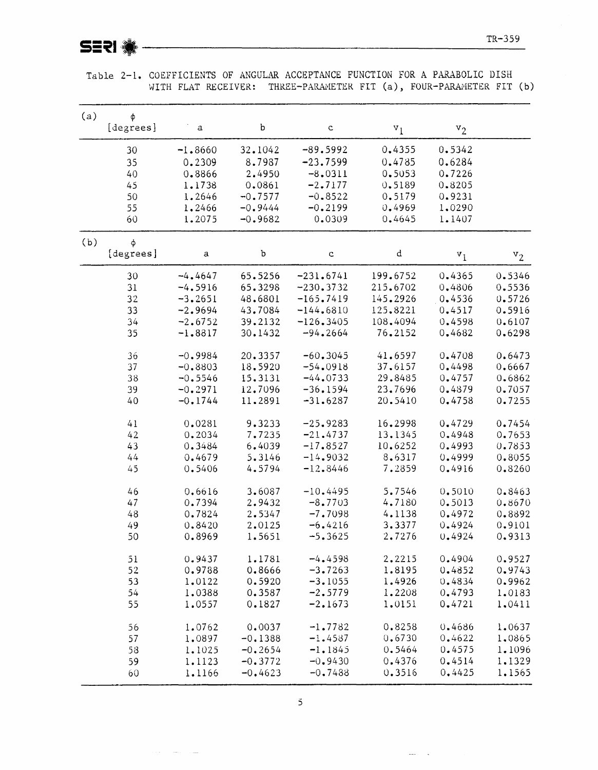Table 2-1. COEFFICIENTS OF ANGULAR ACCEPTANCE FUNCTION FOR A PARABOLIC DISH WITH FLAT RECEIVER: THREE-PARAMETER FIT (a), FOUR-PARAMETER FIT (b)

(a)

| $\phi$ [degrees] | a | b | c | $v_1$ | $v_2$ |
|---|---|---|---|---|---|
| 30 | −1.8660 | 32.1042 | −89.5992 | 0.4355 | 0.5342 |
| 35 | 0.2309 | 8.7987 | −23.7599 | 0.4785 | 0.6284 |
| 40 | 0.8866 | 2.4950 | −8.0311 | 0.5053 | 0.7226 |
| 45 | 1.1738 | 0.0861 | −2.7177 | 0.5189 | 0.8205 |
| 50 | 1.2646 | −0.7577 | −0.8522 | 0.5179 | 0.9231 |
| 55 | 1.2466 | −0.9444 | −0.2199 | 0.4969 | 1.0290 |
| 60 | 1.2075 | −0.9682 | 0.0309 | 0.4645 | 1.1407 |

(b)

| $\phi$ [degrees] | a | b | c | d | $v_1$ | $v_2$ |
|---|---|---|---|---|---|---|
| 30 | −4.4647 | 65.5256 | −231.6741 | 199.6752 | 0.4365 | 0.5346 |
| 31 | −4.5916 | 65.3298 | −230.3732 | 215.6702 | 0.4806 | 0.5536 |
| 32 | −3.2651 | 48.6801 | −165.7419 | 145.2926 | 0.4536 | 0.5726 |
| 33 | −2.9694 | 43.7084 | −144.6810 | 125.8221 | 0.4517 | 0.5916 |
| 34 | −2.6752 | 39.2132 | −126.3405 | 108.4094 | 0.4598 | 0.6107 |
| 35 | −1.8817 | 30.1432 | −94.2664 | 76.2152 | 0.4682 | 0.6298 |
| 36 | −0.9984 | 20.3357 | −60.3045 | 41.6597 | 0.4708 | 0.6473 |
| 37 | −0.8803 | 18.5920 | −54.0918 | 37.6157 | 0.4498 | 0.6667 |
| 38 | −0.5546 | 15.3131 | −44.0733 | 29.8485 | 0.4757 | 0.6862 |
| 39 | −0.2971 | 12.7096 | −36.1594 | 23.7696 | 0.4879 | 0.7057 |
| 40 | −0.1744 | 11.2891 | −31.6287 | 20.5410 | 0.4758 | 0.7255 |
| 41 | 0.0281 | 9.3233 | −25.9283 | 16.2998 | 0.4729 | 0.7454 |
| 42 | 0.2034 | 7.7235 | −21.4737 | 13.1345 | 0.4948 | 0.7653 |
| 43 | 0.3484 | 6.4039 | −17.8527 | 10.6252 | 0.4993 | 0.7853 |
| 44 | 0.4679 | 5.3146 | −14.9032 | 8.6317 | 0.4999 | 0.8055 |
| 45 | 0.5406 | 4.5794 | −12.8446 | 7.2859 | 0.4916 | 0.8260 |
| 46 | 0.6616 | 3.6087 | −10.4495 | 5.7546 | 0.5010 | 0.8463 |
| 47 | 0.7394 | 2.9432 | −8.7703 | 4.7180 | 0.5013 | 0.8670 |
| 48 | 0.7824 | 2.5347 | −7.7098 | 4.1138 | 0.4972 | 0.8892 |
| 49 | 0.8420 | 2.0125 | −6.4216 | 3.3377 | 0.4924 | 0.9101 |
| 50 | 0.8969 | 1.5651 | −5.3625 | 2.7276 | 0.4924 | 0.9313 |
| 51 | 0.9437 | 1.1781 | −4.4598 | 2.2215 | 0.4904 | 0.9527 |
| 52 | 0.9788 | 0.8666 | −3.7263 | 1.8195 | 0.4852 | 0.9743 |
| 53 | 1.0122 | 0.5920 | −3.1055 | 1.4926 | 0.4834 | 0.9962 |
| 54 | 1.0388 | 0.3587 | −2.5779 | 1.2208 | 0.4793 | 1.0183 |
| 55 | 1.0557 | 0.1827 | −2.1673 | 1.0151 | 0.4721 | 1.0411 |
| 56 | 1.0762 | 0.0037 | −1.7782 | 0.8258 | 0.4686 | 1.0637 |
| 57 | 1.0897 | −0.1388 | −1.4587 | 0.6730 | 0.4622 | 1.0865 |
| 58 | 1.1025 | −0.2654 | −1.1845 | 0.5464 | 0.4575 | 1.1096 |
| 59 | 1.1123 | −0.3772 | −0.9430 | 0.4376 | 0.4514 | 1.1329 |
| 60 | 1.1166 | −0.4623 | −0.7488 | 0.3516 | 0.4425 | 1.1565 |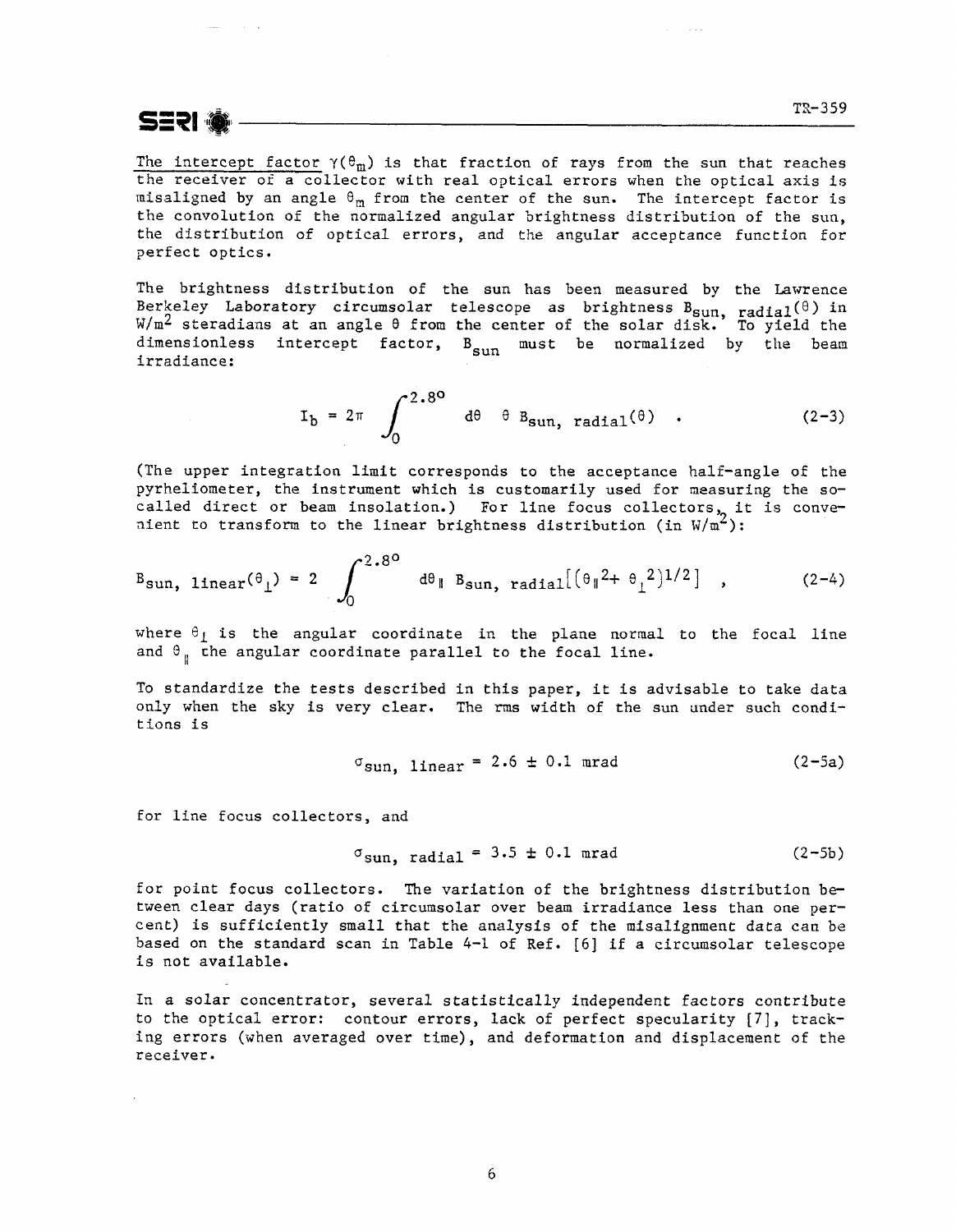The intercept factor $\gamma(\theta_m)$ is that fraction of rays from the sun that reaches the receiver of a collector with real optical errors when the optical axis is misaligned by an angle $\theta_m$ from the center of the sun. The intercept factor is the convolution of the normalized angular brightness distribution of the sun, the distribution of optical errors, and the angular acceptance function for perfect optics.

The brightness distribution of the sun has been measured by the Lawrence Berkeley Laboratory circumsolar telescope as brightness $B_{sun,\ radial}(\theta)$ in W/m² steradians at an angle $\theta$ from the center of the solar disk. To yield the dimensionless intercept factor, $B_{sun}$ must be normalized by the beam irradiance:

$$I_b = 2\pi \int_0^{2.8^\circ} d\theta \ \ \theta \ B_{sun,\ radial}(\theta) \quad . \tag{2-3}$$

(The upper integration limit corresponds to the acceptance half-angle of the pyrheliometer, the instrument which is customarily used for measuring the so-called direct or beam insolation.) For line focus collectors, it is convenient to transform to the linear brightness distribution (in W/m²):

$$B_{sun,\ linear}(\theta_\perp) = 2 \int_0^{2.8^\circ} d\theta_\parallel \ B_{sun,\ radial}\left[(\theta_\parallel^2 + \theta_\perp^2)^{1/2}\right] \quad , \tag{2-4}$$

where $\theta_\perp$ is the angular coordinate in the plane normal to the focal line and $\theta_\parallel$ the angular coordinate parallel to the focal line.

To standardize the tests described in this paper, it is advisable to take data only when the sky is very clear. The rms width of the sun under such conditions is

$$\sigma_{sun,\ linear} = 2.6 \pm 0.1 \text{ mrad} \tag{2-5a}$$

for line focus collectors, and

$$\sigma_{sun,\ radial} = 3.5 \pm 0.1 \text{ mrad} \tag{2-5b}$$

for point focus collectors. The variation of the brightness distribution between clear days (ratio of circumsolar over beam irradiance less than one percent) is sufficiently small that the analysis of the misalignment data can be based on the standard scan in Table 4-1 of Ref. [6] if a circumsolar telescope is not available.

In a solar concentrator, several statistically independent factors contribute to the optical error: contour errors, lack of perfect specularity [7], tracking errors (when averaged over time), and deformation and displacement of the receiver.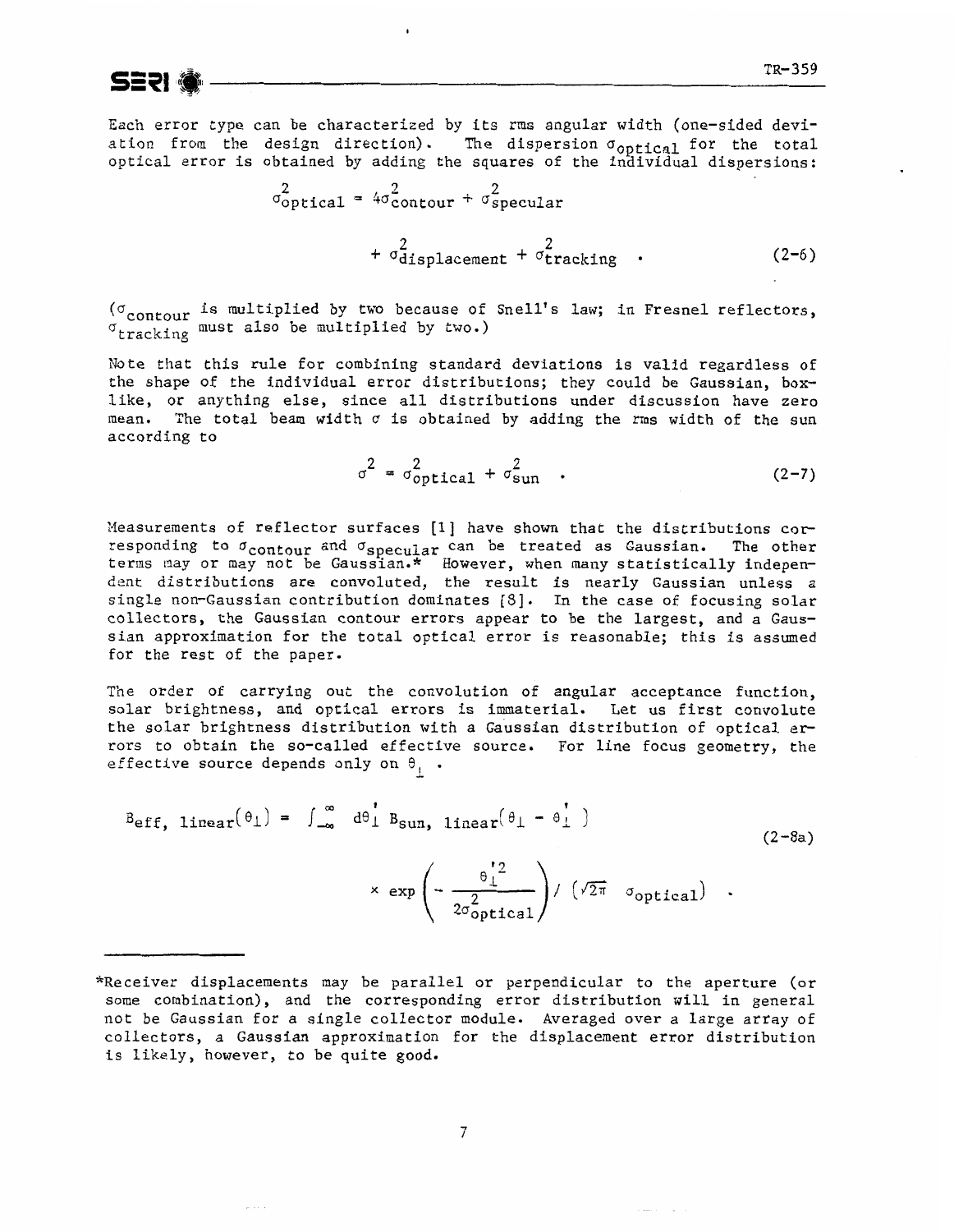Each error type can be characterized by its rms angular width (one-sided deviation from the design direction). The dispersion $\sigma_{optical}$ for the total optical error is obtained by adding the squares of the individual dispersions:

$$\sigma^2_{optical} = 4\sigma^2_{contour} + \sigma^2_{specular} + \sigma^2_{displacement} + \sigma^2_{tracking} \quad . \tag{2-6}$$

($\sigma_{contour}$ is multiplied by two because of Snell's law; in Fresnel reflectors, $\sigma_{tracking}$ must also be multiplied by two.)

Note that this rule for combining standard deviations is valid regardless of the shape of the individual error distributions; they could be Gaussian, box-like, or anything else, since all distributions under discussion have zero mean. The total beam width $\sigma$ is obtained by adding the rms width of the sun according to

$$\sigma^2 = \sigma^2_{optical} + \sigma^2_{sun} \quad . \tag{2-7}$$

Measurements of reflector surfaces [1] have shown that the distributions corresponding to $\sigma_{contour}$ and $\sigma_{specular}$ can be treated as Gaussian. The other terms may or may not be Gaussian.* However, when many statistically independent distributions are convoluted, the result is nearly Gaussian unless a single non-Gaussian contribution dominates [8]. In the case of focusing solar collectors, the Gaussian contour errors appear to be the largest, and a Gaussian approximation for the total optical error is reasonable; this is assumed for the rest of the paper.

The order of carrying out the convolution of angular acceptance function, solar brightness, and optical errors is immaterial. Let us first convolute the solar brightness distribution with a Gaussian distribution of optical errors to obtain the so-called effective source. For line focus geometry, the effective source depends only on $\theta_\perp$ .

$$B_{eff,\ linear}(\theta_\perp) = \int_{-\infty}^{\infty} d\theta'_\perp \, B_{sun,\ linear}(\theta_\perp - \theta'_\perp) \times \exp\left(-\frac{\theta'^2_\perp}{2\sigma^2_{optical}}\right) / \left(\sqrt{2\pi}\ \sigma_{optical}\right) \quad . \tag{2-8a}$$

---

*Receiver displacements may be parallel or perpendicular to the aperture (or some combination), and the corresponding error distribution will in general not be Gaussian for a single collector module. Averaged over a large array of collectors, a Gaussian approximation for the displacement error distribution is likely, however, to be quite good.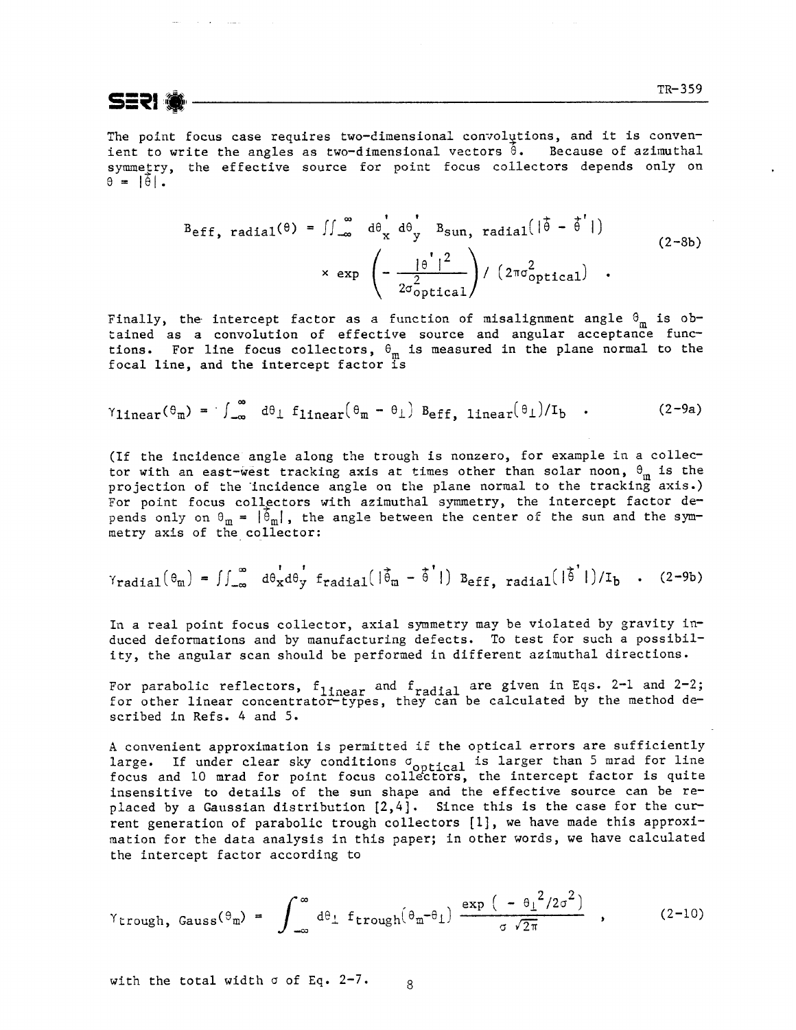The point focus case requires two-dimensional convolutions, and it is convenient to write the angles as two-dimensional vectors $\vec{\theta}$. Because of azimuthal symmetry, the effective source for point focus collectors depends only on $\theta = |\vec{\theta}|$.

$$B_{\text{eff, radial}}(\theta) = \iint_{-\infty}^{\infty} d\theta_x' \, d\theta_y' \, B_{\text{sun, radial}}(|\vec{\theta} - \vec{\theta}'|) \times \exp\left(-\frac{|\theta'|^2}{2\sigma_{\text{optical}}^2}\right) / \left(2\pi\sigma_{\text{optical}}^2\right) \quad . \tag{2-8b}$$

Finally, the intercept factor as a function of misalignment angle $\theta_m$ is obtained as a convolution of effective source and angular acceptance functions. For line focus collectors, $\theta_m$ is measured in the plane normal to the focal line, and the intercept factor is

$$\gamma_{\text{linear}}(\theta_m) = \int_{-\infty}^{\infty} d\theta_\perp \, f_{\text{linear}}(\theta_m - \theta_\perp) \, B_{\text{eff, linear}}(\theta_\perp)/I_b \quad . \tag{2-9a}$$

(If the incidence angle along the trough is nonzero, for example in a collector with an east-west tracking axis at times other than solar noon, $\theta_m$ is the projection of the incidence angle on the plane normal to the tracking axis.) For point focus collectors with azimuthal symmetry, the intercept factor depends only on $\theta_m = |\vec{\theta}_m|$, the angle between the center of the sun and the symmetry axis of the collector:

$$\gamma_{\text{radial}}(\theta_m) = \iint_{-\infty}^{\infty} d\theta_x' d\theta_y' \, f_{\text{radial}}(|\vec{\theta}_m - \vec{\theta}'|) \, B_{\text{eff, radial}}(|\vec{\theta}'|)/I_b \quad . \tag{2-9b}$$

In a real point focus collector, axial symmetry may be violated by gravity induced deformations and by manufacturing defects. To test for such a possibility, the angular scan should be performed in different azimuthal directions.

For parabolic reflectors, $f_{\text{linear}}$ and $f_{\text{radial}}$ are given in Eqs. 2-1 and 2-2; for other linear concentrator-types, they can be calculated by the method described in Refs. 4 and 5.

A convenient approximation is permitted if the optical errors are sufficiently large. If under clear sky conditions $\sigma_{\text{optical}}$ is larger than 5 mrad for line focus and 10 mrad for point focus collectors, the intercept factor is quite insensitive to details of the sun shape and the effective source can be replaced by a Gaussian distribution [2,4]. Since this is the case for the current generation of parabolic trough collectors [1], we have made this approximation for the data analysis in this paper; in other words, we have calculated the intercept factor according to

$$\gamma_{\text{trough, Gauss}}(\theta_m) = \int_{-\infty}^{\infty} d\theta_\perp \, f_{\text{trough}}(\theta_m - \theta_\perp) \, \frac{\exp\left(-\theta_\perp^2/2\sigma^2\right)}{\sigma\sqrt{2\pi}} \quad , \tag{2-10}$$

with the total width $\sigma$ of Eq. 2-7.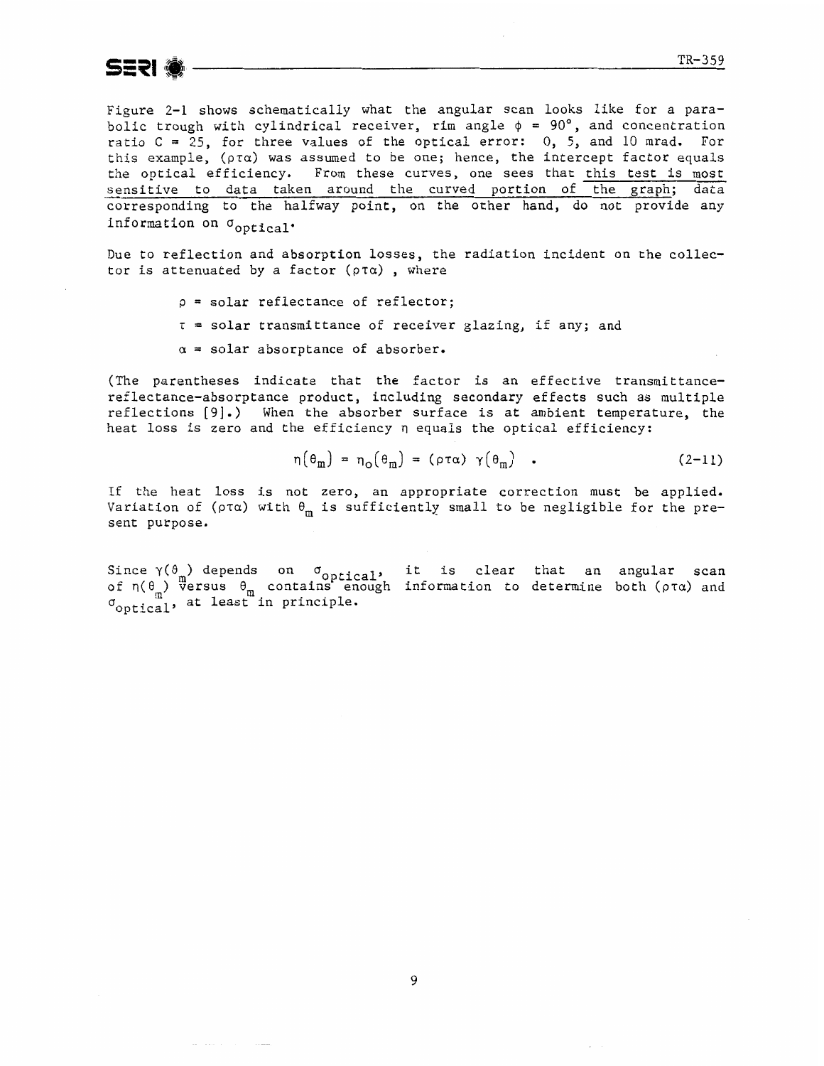Figure 2-1 shows schematically what the angular scan looks like for a parabolic trough with cylindrical receiver, rim angle $\phi = 90°$, and concentration ratio C = 25, for three values of the optical error: 0, 5, and 10 mrad. For this example, $(\rho\tau\alpha)$ was assumed to be one; hence, the intercept factor equals the optical efficiency. From these curves, one sees that <u>this test is most sensitive to data taken around the curved portion of the graph</u>; data corresponding to the halfway point, on the other hand, do not provide any information on $\sigma_{optical}$.

Due to reflection and absorption losses, the radiation incident on the collector is attenuated by a factor $(\rho\tau\alpha)$ , where

- $\rho$ = solar reflectance of reflector;
- $\tau$ = solar transmittance of receiver glazing, if any; and
- $\alpha$ = solar absorptance of absorber.

(The parentheses indicate that the factor is an effective transmittance-reflectance-absorptance product, including secondary effects such as multiple reflections [9].) When the absorber surface is at ambient temperature, the heat loss is zero and the efficiency $\eta$ equals the optical efficiency:

$$\eta(\theta_m) = \eta_o(\theta_m) = (\rho\tau\alpha)\ \gamma(\theta_m) \quad . \tag{2-11}$$

If the heat loss is not zero, an appropriate correction must be applied. Variation of $(\rho\tau\alpha)$ with $\theta_m$ is sufficiently small to be negligible for the present purpose.

Since $\gamma(\theta_m)$ depends on $\sigma_{optical}$, it is clear that an angular scan of $\eta(\theta_m)$ versus $\theta_m$ contains enough information to determine both $(\rho\tau\alpha)$ and $\sigma_{optical}$, at least in principle.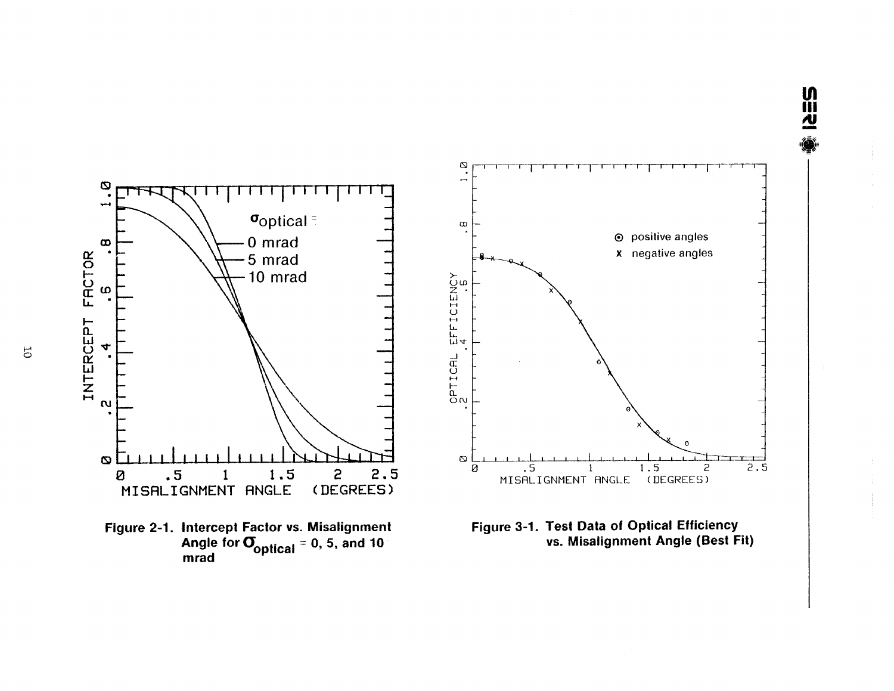Figure 2-1. Intercept Factor vs. Misalignment Angle for $\sigma_{optical}$ = 0, 5, and 10 mrad

Figure 3-1. Test Data of Optical Efficiency vs. Misalignment Angle (Best Fit)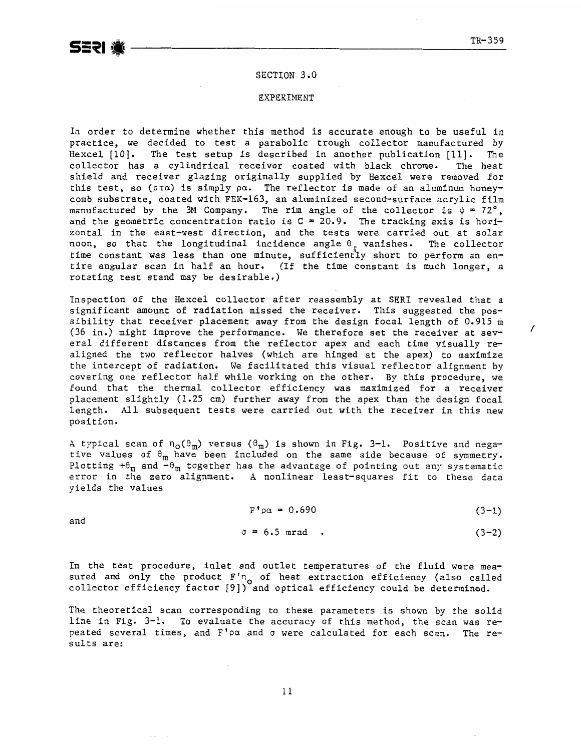# SECTION 3.0

## EXPERIMENT

In order to determine whether this method is accurate enough to be useful in practice, we decided to test a parabolic trough collector manufactured by Hexcel [10]. The test setup is described in another publication [11]. The collector has a cylindrical receiver coated with black chrome. The heat shield and receiver glazing originally supplied by Hexcel were removed for this test, so $(\rho\tau\alpha)$ is simply $\rho\alpha$. The reflector is made of an aluminum honeycomb substrate, coated with FEK-163, an aluminized second-surface acrylic film manufactured by the 3M Company. The rim angle of the collector is $\phi = 72°$, and the geometric concentration ratio is $C = 20.9$. The tracking axis is horizontal in the east-west direction, and the tests were carried out at solar noon, so that the longitudinal incidence angle $\theta_{\parallel}$ vanishes. The collector time constant was less than one minute, sufficiently short to perform an entire angular scan in half an hour. (If the time constant is much longer, a rotating test stand may be desirable.)

Inspection of the Hexcel collector after reassembly at SERI revealed that a significant amount of radiation missed the receiver. This suggested the possibility that receiver placement away from the design focal length of 0.915 m (36 in.) might improve the performance. We therefore set the receiver at several different distances from the reflector apex and each time visually realigned the two reflector halves (which are hinged at the apex) to maximize the intercept of radiation. We facilitated this visual reflector alignment by covering one reflector half while working on the other. By this procedure, we found that the thermal collector efficiency was maximized for a receiver placement slightly (1.25 cm) further away from the apex than the design focal length. All subsequent tests were carried out with the receiver in this new position.

A typical scan of $\eta_o(\theta_m)$ versus $(\theta_m)$ is shown in Fig. 3-1. Positive and negative values of $\theta_m$ have been included on the same side because of symmetry. Plotting $+\theta_m$ and $-\theta_m$ together has the advantage of pointing out any systematic error in the zero alignment. A nonlinear least-squares fit to these data yields the values

$$F'\rho\alpha = 0.690 \tag{3-1}$$

and

$$\sigma = 6.5 \text{ mrad} \quad . \tag{3-2}$$

In the test procedure, inlet and outlet temperatures of the fluid were measured and only the product $F'\eta_o$ of heat extraction efficiency (also called collector efficiency factor [9]) and optical efficiency could be determined.

The theoretical scan corresponding to these parameters is shown by the solid line in Fig. 3-1. To evaluate the accuracy of this method, the scan was repeated several times, and $F'\rho\alpha$ and $\sigma$ were calculated for each scan. The results are: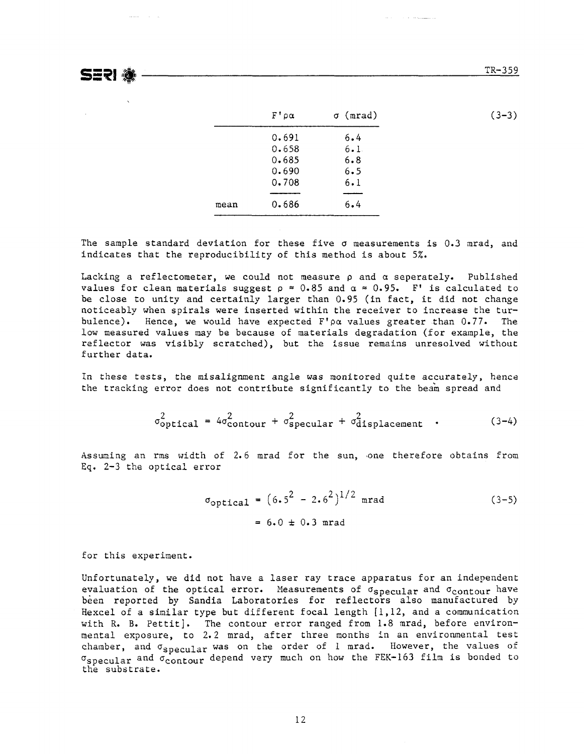| | $F'\rho\alpha$ | $\sigma$ (mrad) |
|---|---|---|
| | 0.691 | 6.4 |
| | 0.658 | 6.1 |
| | 0.685 | 6.8 |
| | 0.690 | 6.5 |
| | 0.708 | 6.1 |
| mean | 0.686 | 6.4 |

(3-3)

The sample standard deviation for these five $\sigma$ measurements is 0.3 mrad, and indicates that the reproducibility of this method is about 5%.

Lacking a reflectometer, we could not measure $\rho$ and $\alpha$ seperately. Published values for clean materials suggest $\rho \approx 0.85$ and $\alpha \approx 0.95$. $F'$ is calculated to be close to unity and certainly larger than 0.95 (in fact, it did not change noticeably when spirals were inserted within the receiver to increase the turbulence). Hence, we would have expected $F'\rho\alpha$ values greater than 0.77. The low measured values may be because of materials degradation (for example, the reflector was visibly scratched), but the issue remains unresolved without further data.

In these tests, the misalignment angle was monitored quite accurately, hence the tracking error does not contribute significantly to the beam spread and

$$\sigma^2_{optical} = 4\sigma^2_{contour} + \sigma^2_{specular} + \sigma^2_{displacement} \quad . \tag{3-4}$$

Assuming an rms width of 2.6 mrad for the sun, one therefore obtains from Eq. 2-3 the optical error

$$\sigma_{optical} = \left(6.5^2 - 2.6^2\right)^{1/2} \text{ mrad} \tag{3-5}$$

$$= 6.0 \pm 0.3 \text{ mrad}$$

for this experiment.

Unfortunately, we did not have a laser ray trace apparatus for an independent evaluation of the optical error. Measurements of $\sigma_{specular}$ and $\sigma_{contour}$ have been reported by Sandia Laboratories for reflectors also manufactured by Hexcel of a similar type but different focal length [1,12, and a communication with R. B. Pettit]. The contour error ranged from 1.8 mrad, before environmental exposure, to 2.2 mrad, after three months in an environmental test chamber, and $\sigma_{specular}$ was on the order of 1 mrad. However, the values of $\sigma_{specular}$ and $\sigma_{contour}$ depend very much on how the FEK-163 film is bonded to the substrate.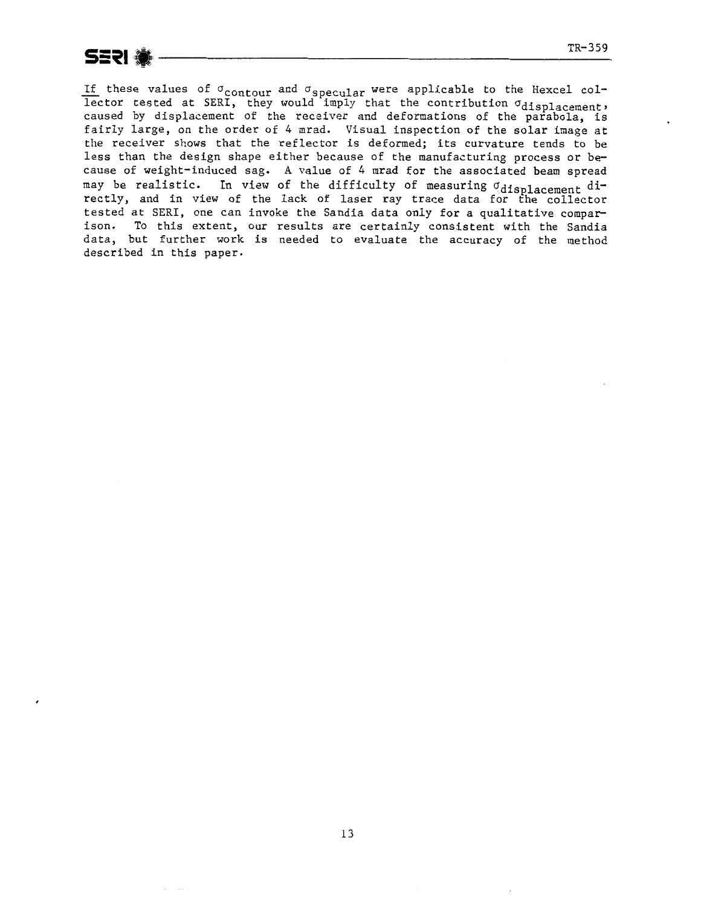*If* these values of $\sigma_{contour}$ and $\sigma_{specular}$ were applicable to the Hexcel collector tested at SERI, they would imply that the contribution $\sigma_{displacement}$, caused by displacement of the receiver and deformations of the parabola, is fairly large, on the order of 4 mrad. Visual inspection of the solar image at the receiver shows that the reflector is deformed; its curvature tends to be less than the design shape either because of the manufacturing process or because of weight-induced sag. A value of 4 mrad for the associated beam spread may be realistic. In view of the difficulty of measuring $\sigma_{displacement}$ directly, and in view of the lack of laser ray trace data for the collector tested at SERI, one can invoke the Sandia data only for a qualitative comparison. To this extent, our results are certainly consistent with the Sandia data, but further work is needed to evaluate the accuracy of the method described in this paper.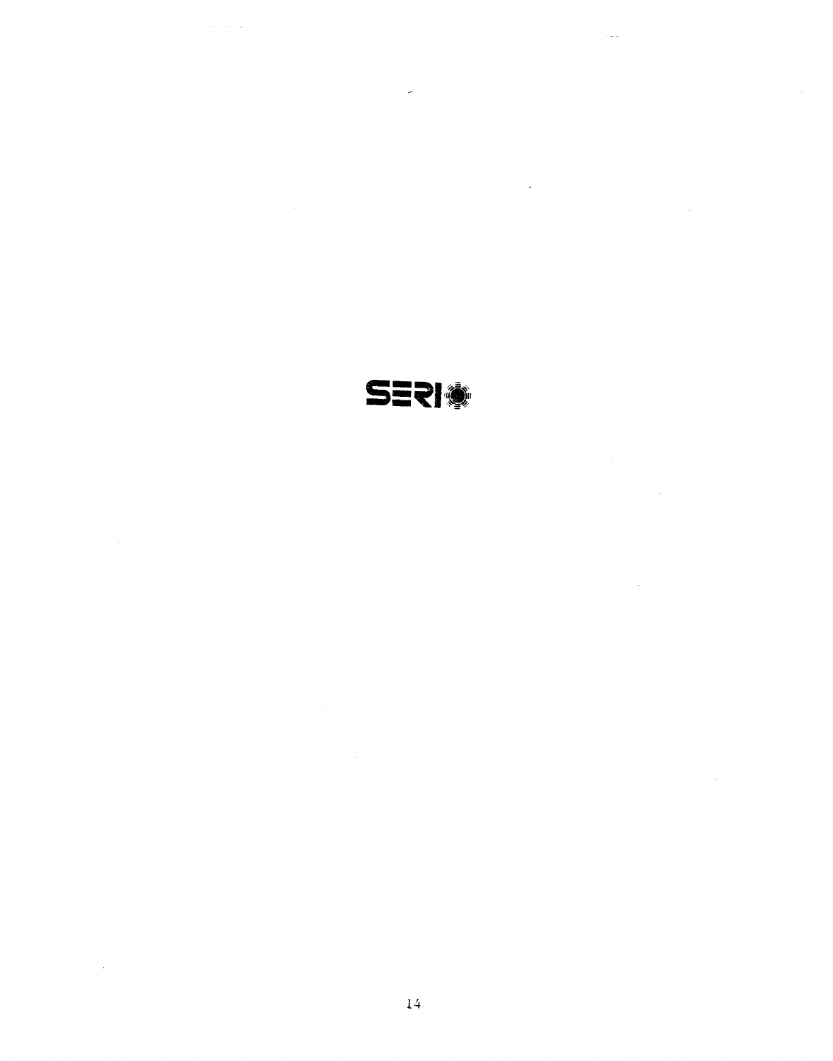SERI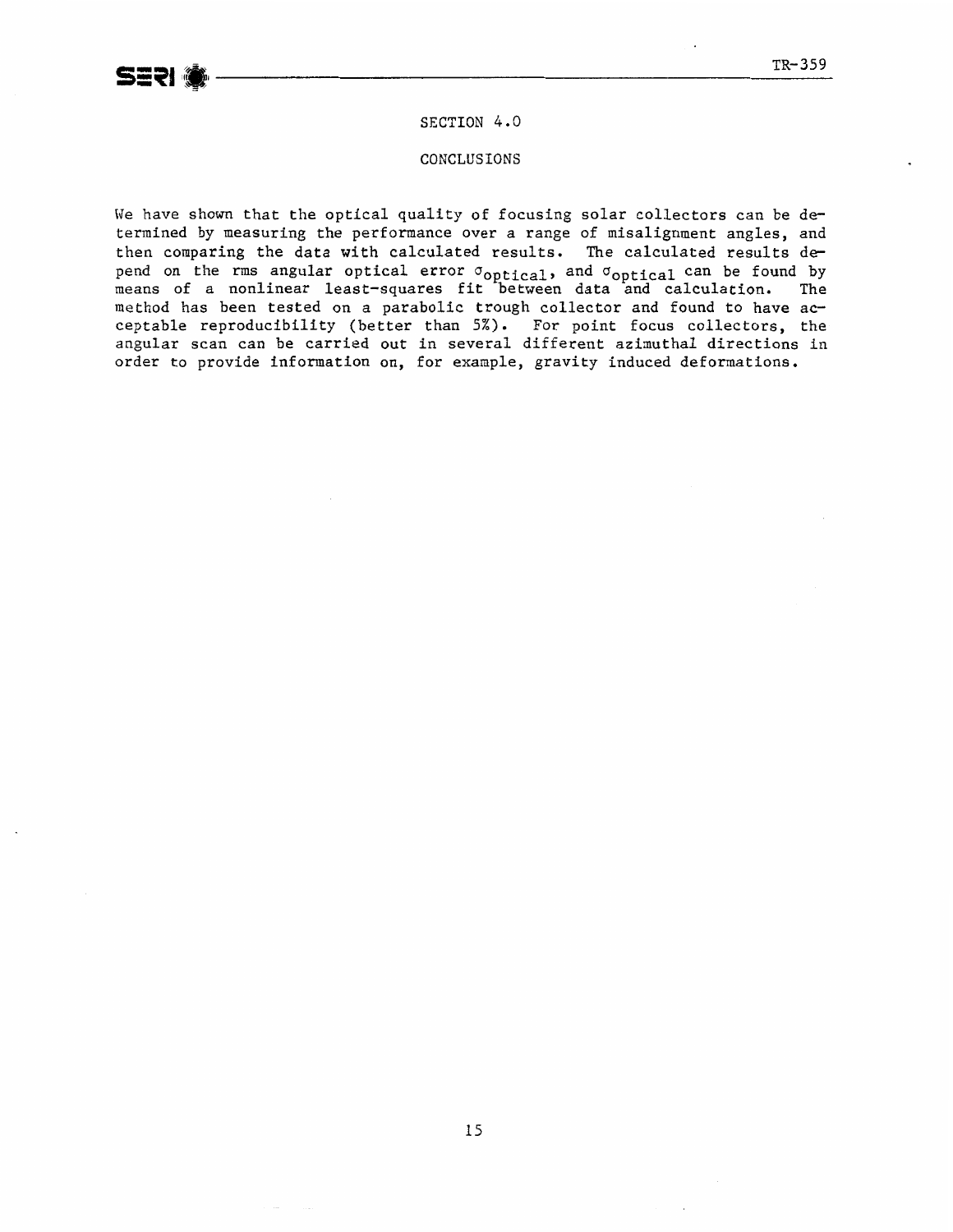# SECTION 4.0

## CONCLUSIONS

We have shown that the optical quality of focusing solar collectors can be determined by measuring the performance over a range of misalignment angles, and then comparing the data with calculated results. The calculated results depend on the rms angular optical error $\sigma_{optical}$, and $\sigma_{optical}$ can be found by means of a nonlinear least-squares fit between data and calculation. The method has been tested on a parabolic trough collector and found to have acceptable reproducibility (better than 5%). For point focus collectors, the angular scan can be carried out in several different azimuthal directions in order to provide information on, for example, gravity induced deformations.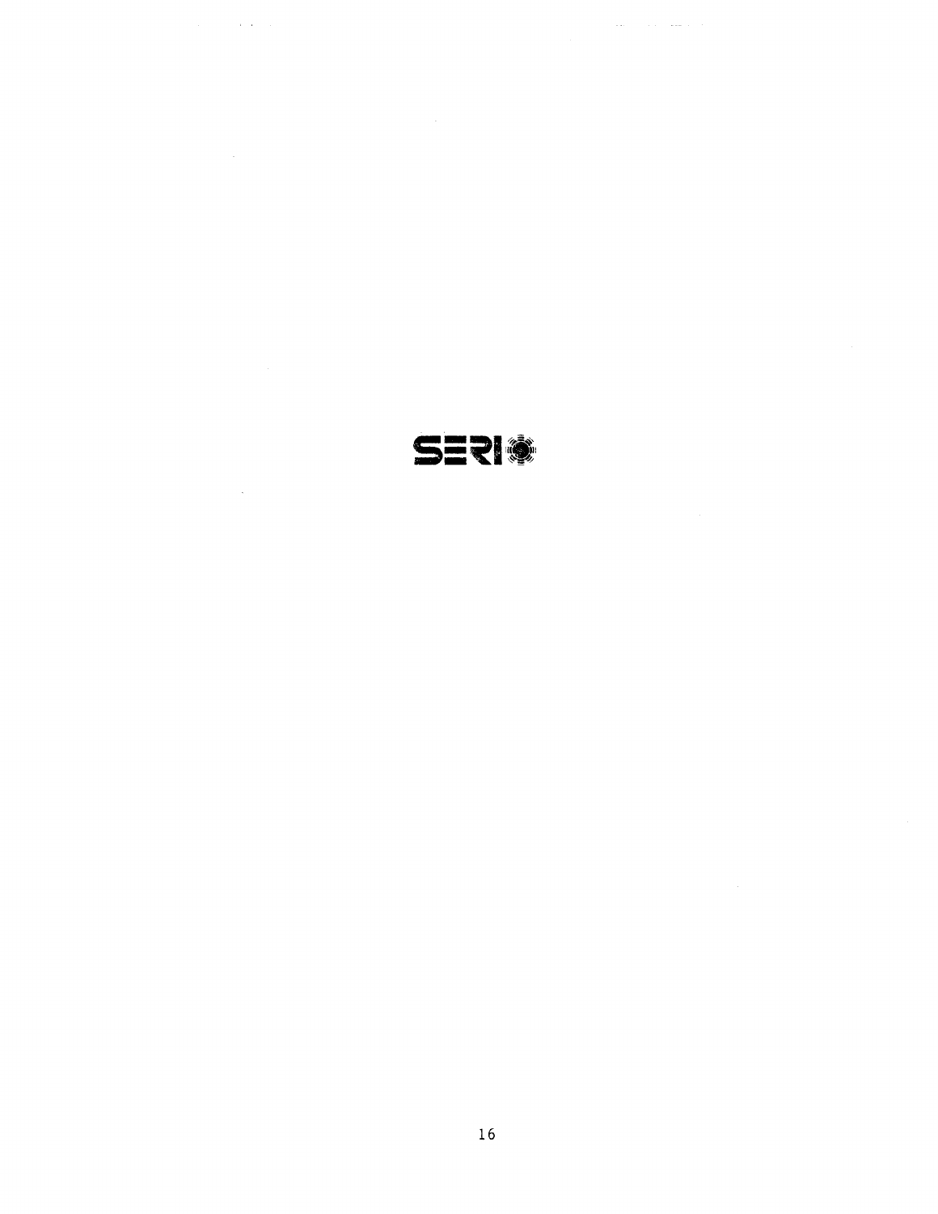SERI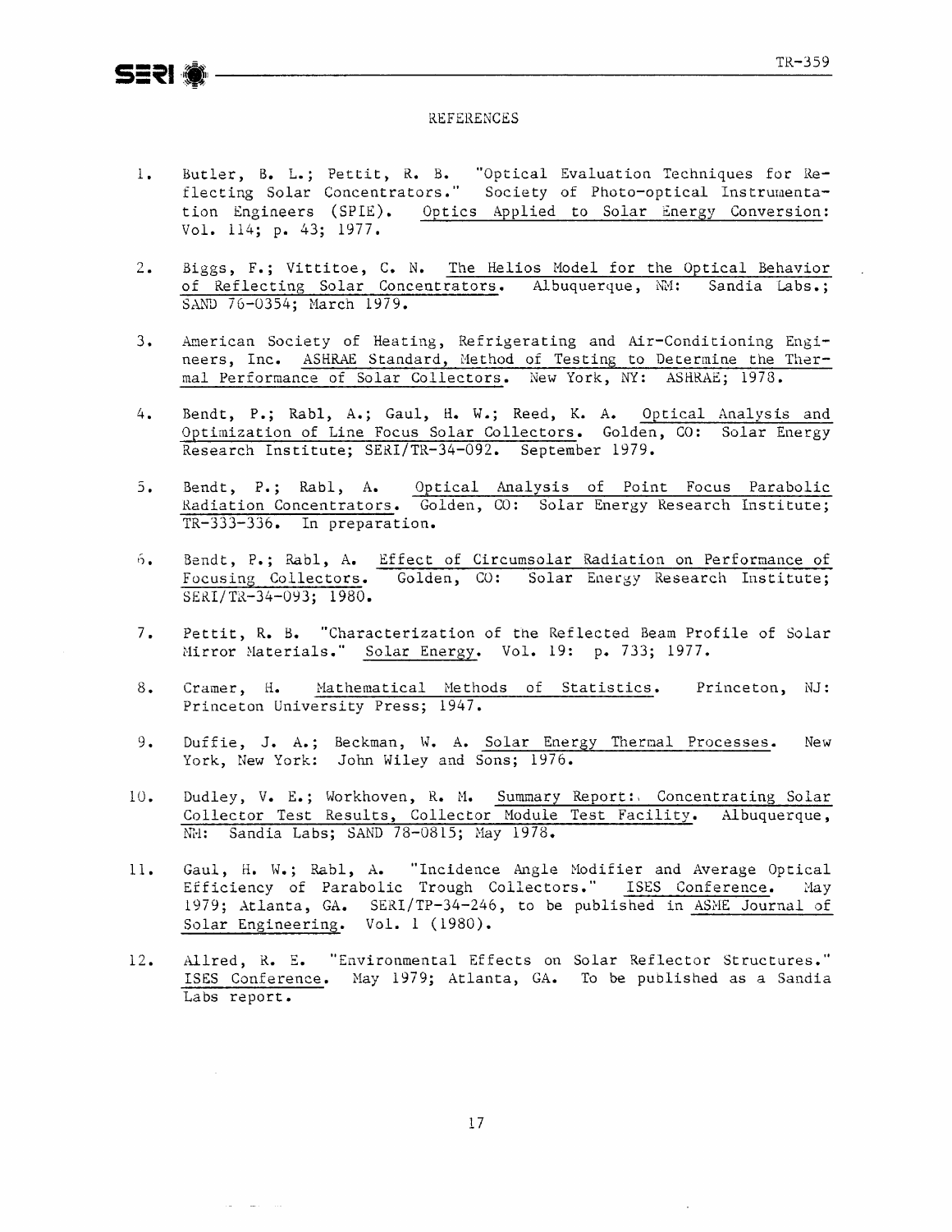# REFERENCES

1. Butler, B. L.; Pettit, R. B. "Optical Evaluation Techniques for Reflecting Solar Concentrators." Society of Photo-optical Instrumentation Engineers (SPIE). Optics Applied to Solar Energy Conversion: Vol. 114; p. 43; 1977.

2. Biggs, F.; Vittitoe, C. N. The Helios Model for the Optical Behavior of Reflecting Solar Concentrators. Albuquerque, NM: Sandia Labs.; SAND 76-0354; March 1979.

3. American Society of Heating, Refrigerating and Air-Conditioning Engineers, Inc. ASHRAE Standard, Method of Testing to Determine the Thermal Performance of Solar Collectors. New York, NY: ASHRAE; 1978.

4. Bendt, P.; Rabl, A.; Gaul, H. W.; Reed, K. A. Optical Analysis and Optimization of Line Focus Solar Collectors. Golden, CO: Solar Energy Research Institute; SERI/TR-34-092. September 1979.

5. Bendt, P.; Rabl, A. Optical Analysis of Point Focus Parabolic Radiation Concentrators. Golden, CO: Solar Energy Research Institute; TR-333-336. In preparation.

6. Bendt, P.; Rabl, A. Effect of Circumsolar Radiation on Performance of Focusing Collectors. Golden, CO: Solar Energy Research Institute; SERI/TR-34-093; 1980.

7. Pettit, R. B. "Characterization of the Reflected Beam Profile of Solar Mirror Materials." Solar Energy. Vol. 19: p. 733; 1977.

8. Cramer, H. Mathematical Methods of Statistics. Princeton, NJ: Princeton University Press; 1947.

9. Duffie, J. A.; Beckman, W. A. Solar Energy Thermal Processes. New York, New York: John Wiley and Sons; 1976.

10. Dudley, V. E.; Workhoven, R. M. Summary Report: Concentrating Solar Collector Test Results, Collector Module Test Facility. Albuquerque, NM: Sandia Labs; SAND 78-0815; May 1978.

11. Gaul, H. W.; Rabl, A. "Incidence Angle Modifier and Average Optical Efficiency of Parabolic Trough Collectors." ISES Conference. May 1979; Atlanta, GA. SERI/TP-34-246, to be published in ASME Journal of Solar Engineering. Vol. 1 (1980).

12. Allred, R. E. "Environmental Effects on Solar Reflector Structures." ISES Conference. May 1979; Atlanta, GA. To be published as a Sandia Labs report.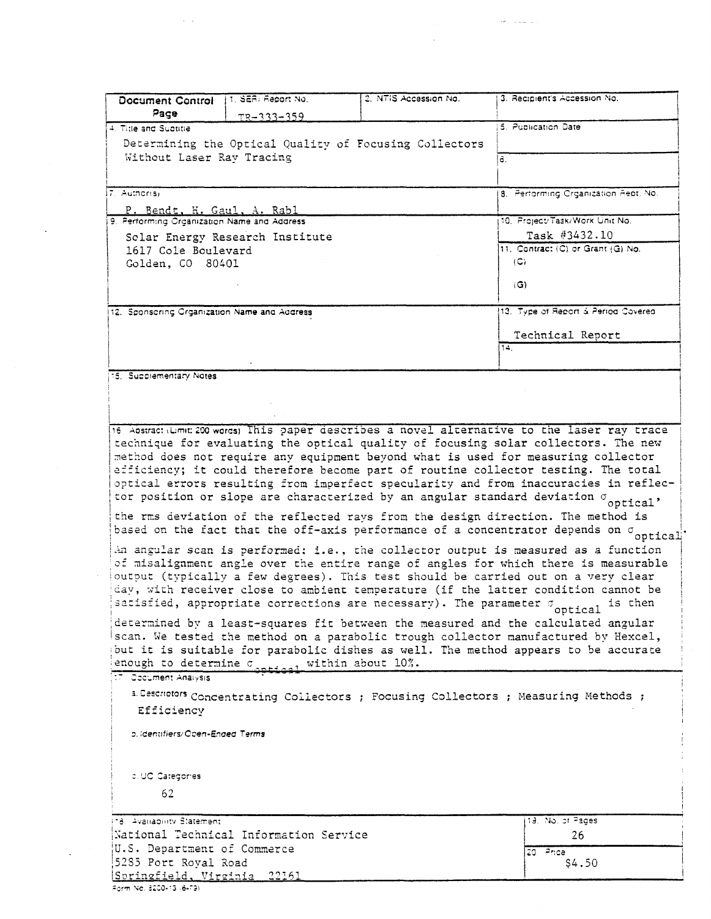| Document Control Page | 1. SERI Report No. TR-333-359 | 2. NTIS Accession No. | 3. Recipient's Accession No. |
|---|---|---|---|
| 4. Title and Subtitle: Determining the Optical Quality of Focusing Collectors Without Laser Ray Tracing | | | 5. Publication Date |
| | | | 6. |
| 7. Author(s): P. Bendt, H. Gaul, A. Rabl | | | 8. Performing Organization Rept. No. |
| 9. Performing Organization Name and Address: Solar Energy Research Institute, 1617 Cole Boulevard, Golden, CO 80401 | | | 10. Project/Task/Work Unit No. Task #3432.10 |
| | | | 11. Contract (C) or Grant (G) No. (C) (G) |
| 12. Sponsoring Organization Name and Address | | | 13. Type of Report & Period Covered: Technical Report |
| | | | 14. |

15. Supplementary Notes

16. Abstract (Limit: 200 words) This paper describes a novel alternative to the laser ray trace technique for evaluating the optical quality of focusing solar collectors. The new method does not require any equipment beyond what is used for measuring collector efficiency; it could therefore become part of routine collector testing. The total optical errors resulting from imperfect specularity and from inaccuracies in reflector position or slope are characterized by an angular standard deviation $\sigma_{optical}$, the rms deviation of the reflected rays from the design direction. The method is based on the fact that the off-axis performance of a concentrator depends on $\sigma_{optical}$. An angular scan is performed; i.e., the collector output is measured as a function of misalignment angle over the entire range of angles for which there is measurable output (typically a few degrees). This test should be carried out on a very clear day, with receiver close to ambient temperature (if the latter condition cannot be satisfied, appropriate corrections are necessary). The parameter $\sigma_{optical}$ is then determined by a least-squares fit between the measured and the calculated angular scan. We tested the method on a parabolic trough collector manufactured by Hexcel, but it is suitable for parabolic dishes as well. The method appears to be accurate enough to determine $\sigma_{optical}$ within about 10%.

17. Document Analysis

a. Descriptors Concentrating Collectors ; Focusing Collectors ; Measuring Methods ; Efficiency

b. Identifiers/Open-Ended Terms

c. UC Categories

62

| 18. Availability Statement | 19. No. of Pages |
|---|---|
| National Technical Information Service<br>U.S. Department of Commerce<br>5285 Port Royal Road<br>Springfield, Virginia 22161 | 26 |
| | 20. Price: $4.50 |

Form No. 8200-13 (6-79)